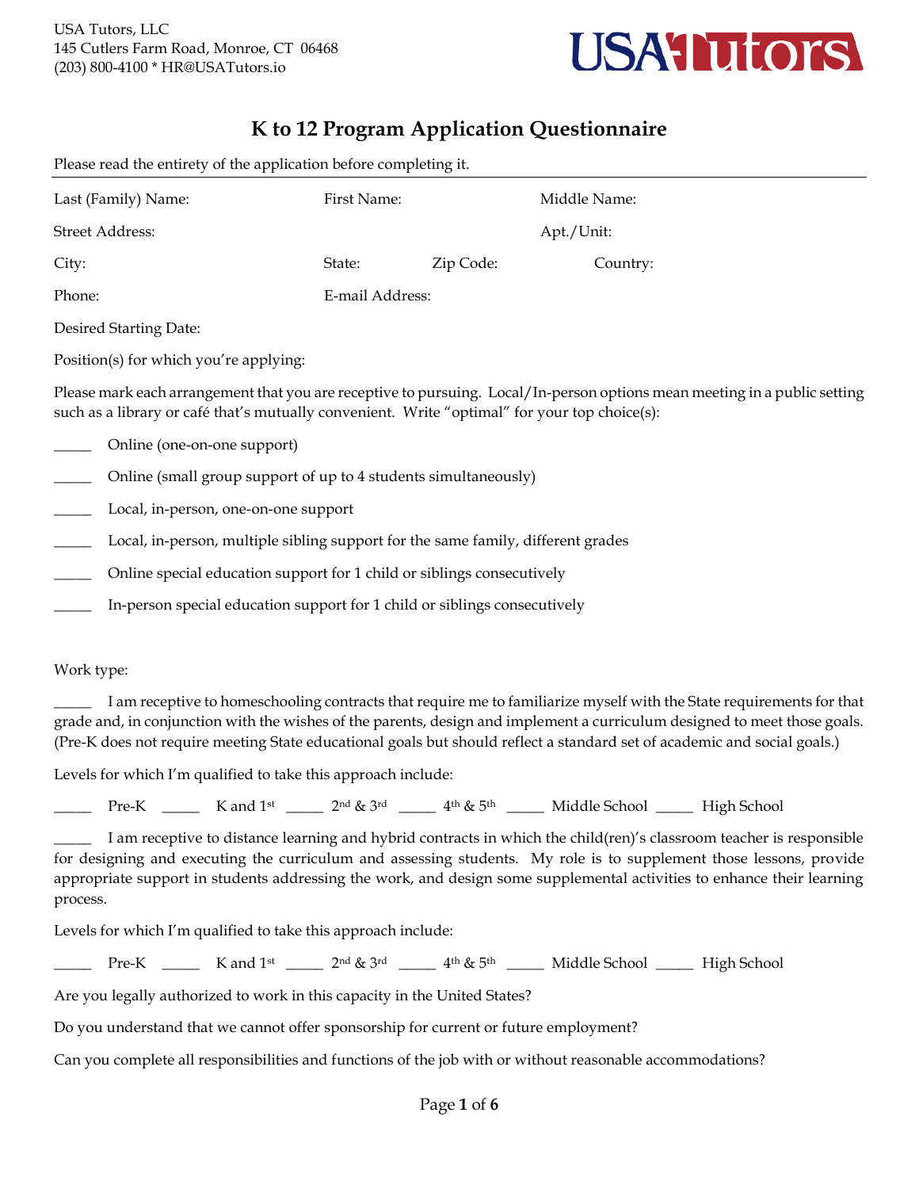USA Tutors, LLC
145 Cutlers Farm Road, Monroe, CT 06468
(203) 800-4100 * HR@USATutors.io

# K to 12 Program Application Questionnaire

Please read the entirety of the application before completing it.

---

Last (Family) Name: First Name: Middle Name:

Street Address: Apt./Unit:

City: State: Zip Code: Country:

Phone: E-mail Address:

Desired Starting Date:

Position(s) for which you're applying:

Please mark each arrangement that you are receptive to pursuing. Local/In-person options mean meeting in a public setting such as a library or café that's mutually convenient. Write "optimal" for your top choice(s):

_____ Online (one-on-one support)

_____ Online (small group support of up to 4 students simultaneously)

_____ Local, in-person, one-on-one support

_____ Local, in-person, multiple sibling support for the same family, different grades

_____ Online special education support for 1 child or siblings consecutively

_____ In-person special education support for 1 child or siblings consecutively

Work type:

_____ I am receptive to homeschooling contracts that require me to familiarize myself with the State requirements for that grade and, in conjunction with the wishes of the parents, design and implement a curriculum designed to meet those goals. (Pre-K does not require meeting State educational goals but should reflect a standard set of academic and social goals.)

Levels for which I'm qualified to take this approach include:

_____ Pre-K _____ K and 1st _____ 2nd & 3rd _____ 4th & 5th _____ Middle School _____ High School

_____ I am receptive to distance learning and hybrid contracts in which the child(ren)'s classroom teacher is responsible for designing and executing the curriculum and assessing students. My role is to supplement those lessons, provide appropriate support in students addressing the work, and design some supplemental activities to enhance their learning process.

Levels for which I'm qualified to take this approach include:

_____ Pre-K _____ K and 1st _____ 2nd & 3rd _____ 4th & 5th _____ Middle School _____ High School

Are you legally authorized to work in this capacity in the United States?

Do you understand that we cannot offer sponsorship for current or future employment?

Can you complete all responsibilities and functions of the job with or without reasonable accommodations?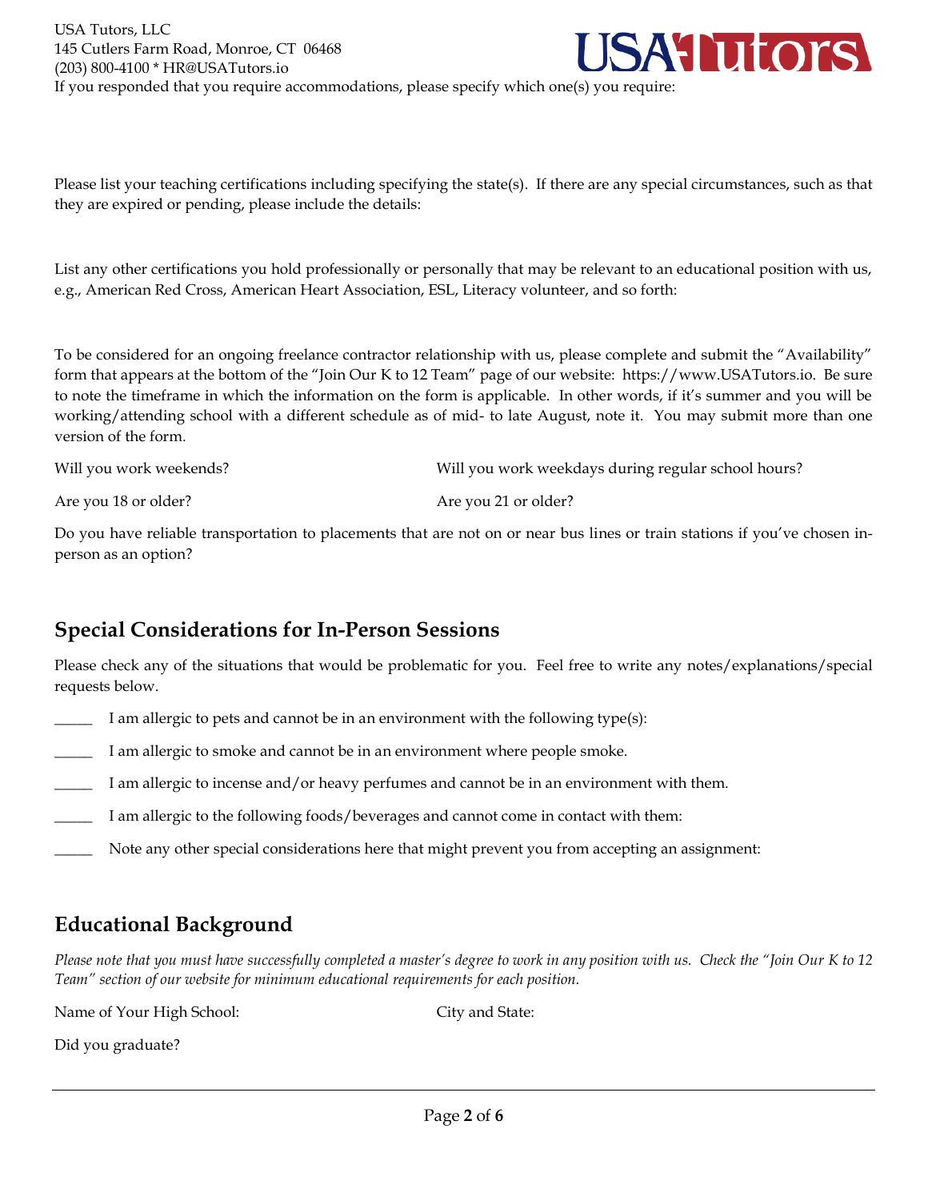If you responded that you require accommodations, please specify which one(s) you require:

Please list your teaching certifications including specifying the state(s). If there are any special circumstances, such as that they are expired or pending, please include the details:

List any other certifications you hold professionally or personally that may be relevant to an educational position with us, e.g., American Red Cross, American Heart Association, ESL, Literacy volunteer, and so forth:

To be considered for an ongoing freelance contractor relationship with us, please complete and submit the "Availability" form that appears at the bottom of the "Join Our K to 12 Team" page of our website: https://www.USATutors.io. Be sure to note the timeframe in which the information on the form is applicable. In other words, if it's summer and you will be working/attending school with a different schedule as of mid- to late August, note it. You may submit more than one version of the form.

Will you work weekends?

Will you work weekdays during regular school hours?

Are you 18 or older?

Are you 21 or older?

Do you have reliable transportation to placements that are not on or near bus lines or train stations if you've chosen in-person as an option?

## Special Considerations for In-Person Sessions

Please check any of the situations that would be problematic for you. Feel free to write any notes/explanations/special requests below.

_____ I am allergic to pets and cannot be in an environment with the following type(s):

_____ I am allergic to smoke and cannot be in an environment where people smoke.

_____ I am allergic to incense and/or heavy perfumes and cannot be in an environment with them.

_____ I am allergic to the following foods/beverages and cannot come in contact with them:

_____ Note any other special considerations here that might prevent you from accepting an assignment:

## Educational Background

*Please note that you must have successfully completed a master's degree to work in any position with us. Check the "Join Our K to 12 Team" section of our website for minimum educational requirements for each position.*

Name of Your High School:

City and State:

Did you graduate?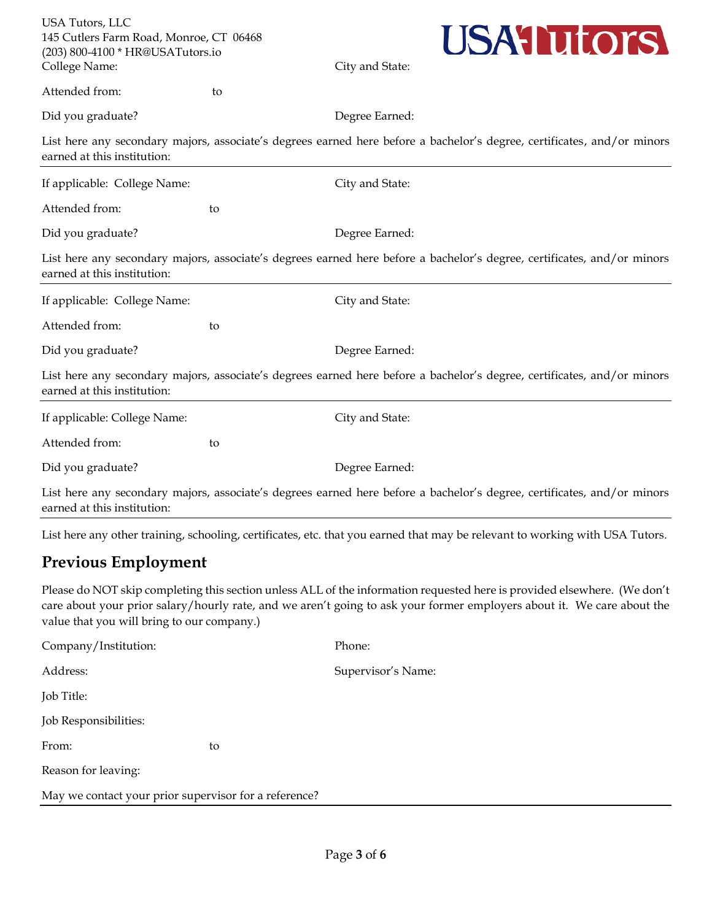USA Tutors, LLC
145 Cutlers Farm Road, Monroe, CT 06468
(203) 800-4100 * HR@USATutors.io

College Name: City and State:

Attended from: to

Did you graduate? Degree Earned:

List here any secondary majors, associate's degrees earned here before a bachelor's degree, certificates, and/or minors earned at this institution:

---

If applicable: College Name: City and State:

Attended from: to

Did you graduate? Degree Earned:

List here any secondary majors, associate's degrees earned here before a bachelor's degree, certificates, and/or minors earned at this institution:

---

If applicable: College Name: City and State:

Attended from: to

Did you graduate? Degree Earned:

List here any secondary majors, associate's degrees earned here before a bachelor's degree, certificates, and/or minors earned at this institution:

---

If applicable: College Name: City and State:

Attended from: to

Did you graduate? Degree Earned:

List here any secondary majors, associate's degrees earned here before a bachelor's degree, certificates, and/or minors earned at this institution:

---

List here any other training, schooling, certificates, etc. that you earned that may be relevant to working with USA Tutors.

## Previous Employment

Please do NOT skip completing this section unless ALL of the information requested here is provided elsewhere. (We don't care about your prior salary/hourly rate, and we aren't going to ask your former employers about it. We care about the value that you will bring to our company.)

Company/Institution: Phone:

Address: Supervisor's Name:

Job Title:

Job Responsibilities:

From: to

Reason for leaving:

May we contact your prior supervisor for a reference?

---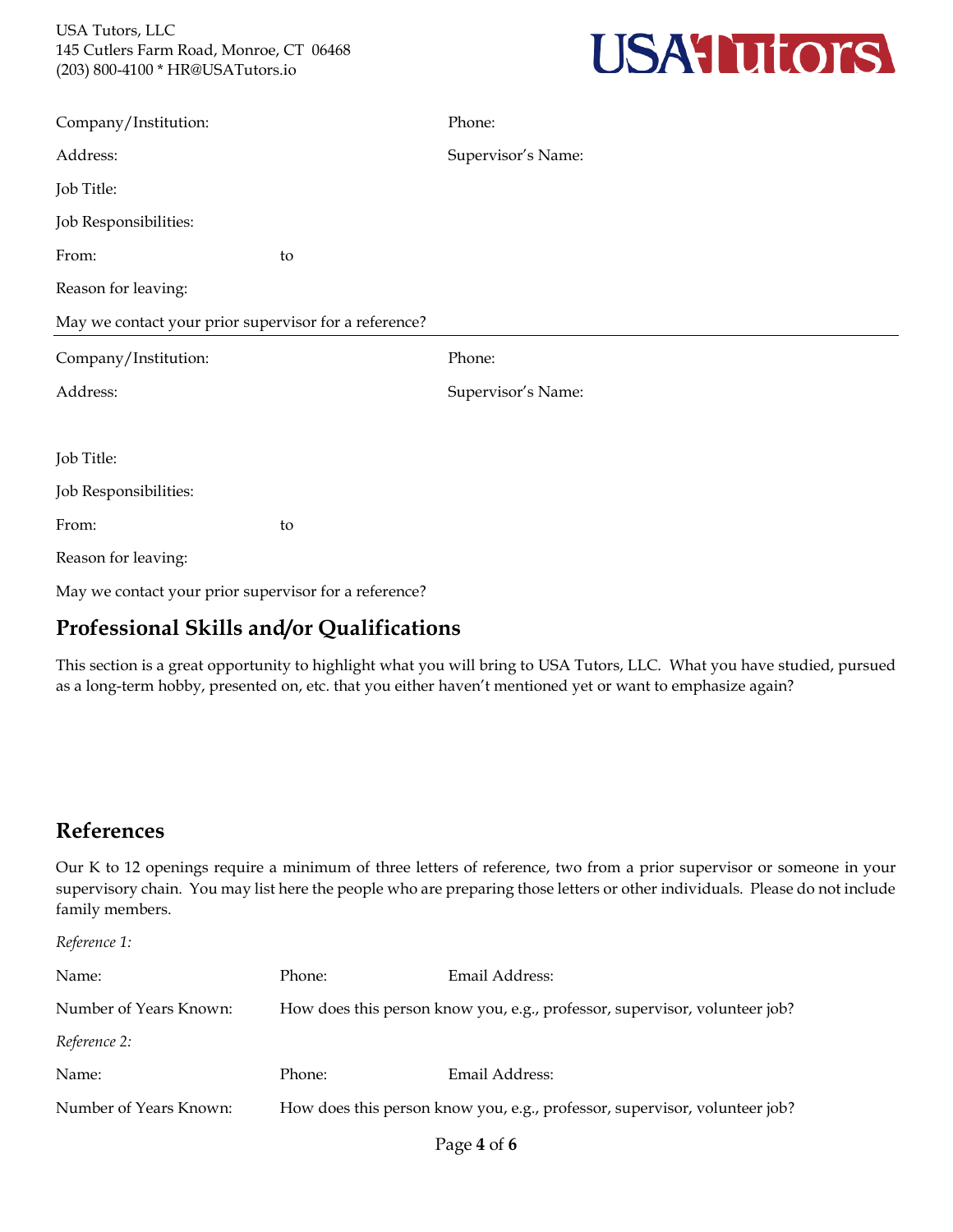Company/Institution: Phone:

Address: Supervisor's Name:

Job Title:

Job Responsibilities:

From: to

Reason for leaving:

May we contact your prior supervisor for a reference?

---

Company/Institution: Phone:

Address: Supervisor's Name:

Job Title:

Job Responsibilities:

From: to

Reason for leaving:

May we contact your prior supervisor for a reference?

## Professional Skills and/or Qualifications

This section is a great opportunity to highlight what you will bring to USA Tutors, LLC. What you have studied, pursued as a long-term hobby, presented on, etc. that you either haven't mentioned yet or want to emphasize again?

## References

Our K to 12 openings require a minimum of three letters of reference, two from a prior supervisor or someone in your supervisory chain. You may list here the people who are preparing those letters or other individuals. Please do not include family members.

*Reference 1:*

Name: Phone: Email Address:

Number of Years Known: How does this person know you, e.g., professor, supervisor, volunteer job?

*Reference 2:*

Name: Phone: Email Address:

Number of Years Known: How does this person know you, e.g., professor, supervisor, volunteer job?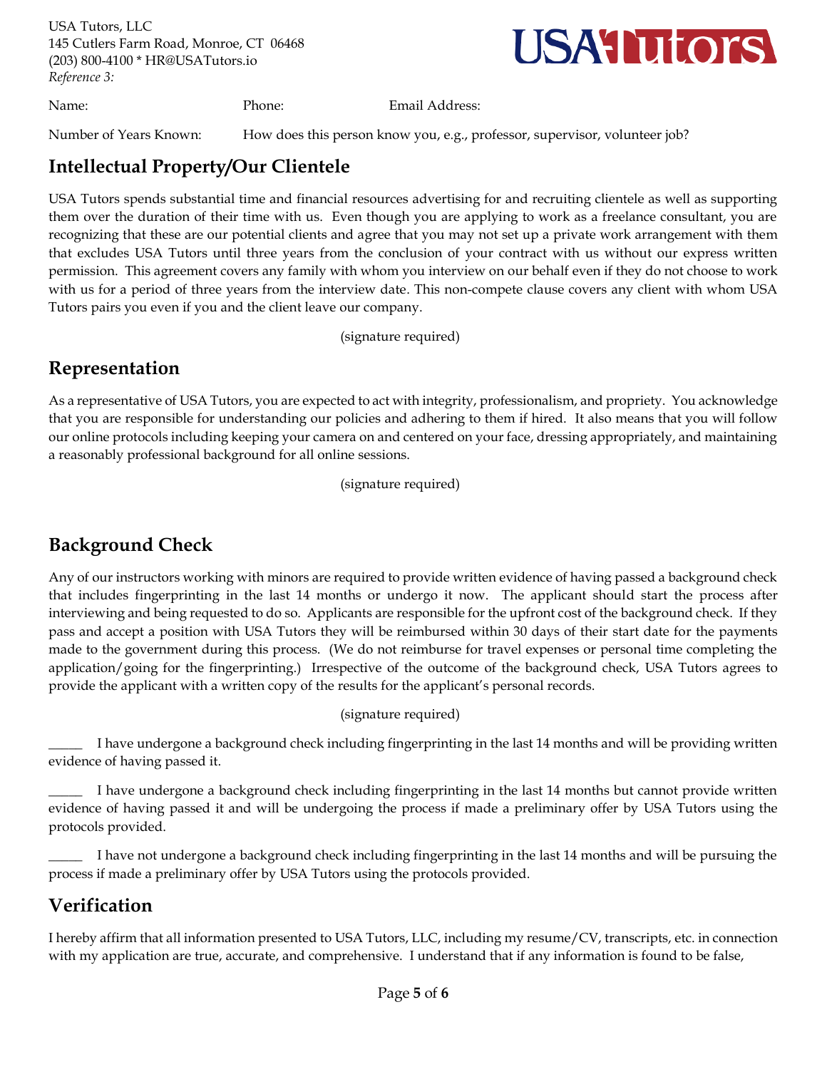USA Tutors, LLC
145 Cutlers Farm Road, Monroe, CT 06468
(203) 800-4100 * HR@USATutors.io
*Reference 3:*

Name: Phone: Email Address:

Number of Years Known: How does this person know you, e.g., professor, supervisor, volunteer job?

## Intellectual Property/Our Clientele

USA Tutors spends substantial time and financial resources advertising for and recruiting clientele as well as supporting them over the duration of their time with us. Even though you are applying to work as a freelance consultant, you are recognizing that these are our potential clients and agree that you may not set up a private work arrangement with them that excludes USA Tutors until three years from the conclusion of your contract with us without our express written permission. This agreement covers any family with whom you interview on our behalf even if they do not choose to work with us for a period of three years from the interview date. This non-compete clause covers any client with whom USA Tutors pairs you even if you and the client leave our company.

(signature required)

## Representation

As a representative of USA Tutors, you are expected to act with integrity, professionalism, and propriety. You acknowledge that you are responsible for understanding our policies and adhering to them if hired. It also means that you will follow our online protocols including keeping your camera on and centered on your face, dressing appropriately, and maintaining a reasonably professional background for all online sessions.

(signature required)

## Background Check

Any of our instructors working with minors are required to provide written evidence of having passed a background check that includes fingerprinting in the last 14 months or undergo it now. The applicant should start the process after interviewing and being requested to do so. Applicants are responsible for the upfront cost of the background check. If they pass and accept a position with USA Tutors they will be reimbursed within 30 days of their start date for the payments made to the government during this process. (We do not reimburse for travel expenses or personal time completing the application/going for the fingerprinting.) Irrespective of the outcome of the background check, USA Tutors agrees to provide the applicant with a written copy of the results for the applicant's personal records.

(signature required)

_____ I have undergone a background check including fingerprinting in the last 14 months and will be providing written evidence of having passed it.

_____ I have undergone a background check including fingerprinting in the last 14 months but cannot provide written evidence of having passed it and will be undergoing the process if made a preliminary offer by USA Tutors using the protocols provided.

_____ I have not undergone a background check including fingerprinting in the last 14 months and will be pursuing the process if made a preliminary offer by USA Tutors using the protocols provided.

## Verification

I hereby affirm that all information presented to USA Tutors, LLC, including my resume/CV, transcripts, etc. in connection with my application are true, accurate, and comprehensive. I understand that if any information is found to be false,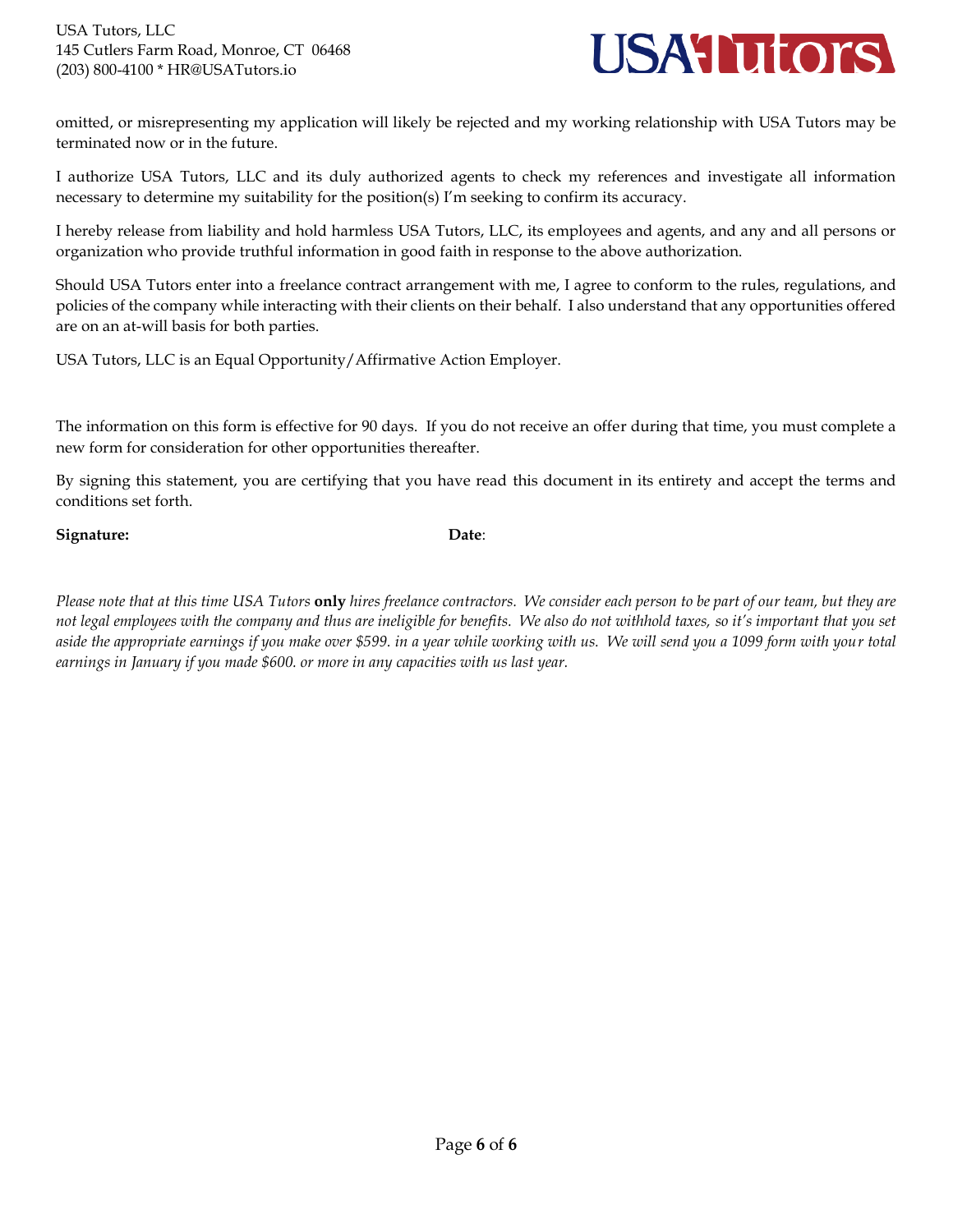omitted, or misrepresenting my application will likely be rejected and my working relationship with USA Tutors may be terminated now or in the future.

I authorize USA Tutors, LLC and its duly authorized agents to check my references and investigate all information necessary to determine my suitability for the position(s) I'm seeking to confirm its accuracy.

I hereby release from liability and hold harmless USA Tutors, LLC, its employees and agents, and any and all persons or organization who provide truthful information in good faith in response to the above authorization.

Should USA Tutors enter into a freelance contract arrangement with me, I agree to conform to the rules, regulations, and policies of the company while interacting with their clients on their behalf. I also understand that any opportunities offered are on an at-will basis for both parties.

USA Tutors, LLC is an Equal Opportunity/Affirmative Action Employer.

The information on this form is effective for 90 days. If you do not receive an offer during that time, you must complete a new form for consideration for other opportunities thereafter.

By signing this statement, you are certifying that you have read this document in its entirety and accept the terms and conditions set forth.

**Signature:** **Date**:

*Please note that at this time USA Tutors* **only** *hires freelance contractors. We consider each person to be part of our team, but they are not legal employees with the company and thus are ineligible for benefits. We also do not withhold taxes, so it's important that you set aside the appropriate earnings if you make over $599. in a year while working with us. We will send you a 1099 form with your total earnings in January if you made $600. or more in any capacities with us last year.*